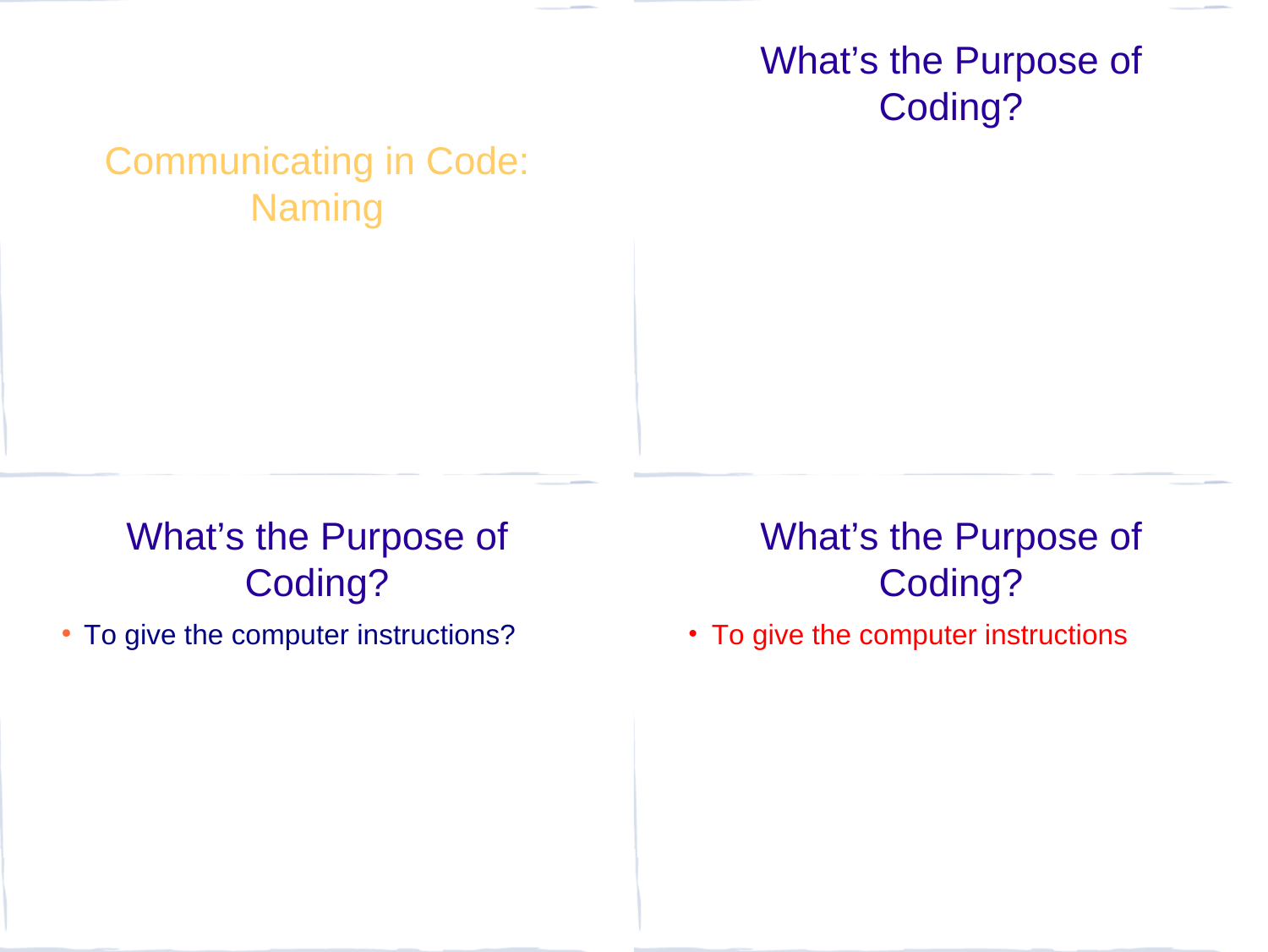# Communicating in Code: Naming

## What's the Purpose of Coding?

## What's the Purpose of Coding?

- To give the computer instructions?

## What's the Purpose of Coding?

- To give the computer instructions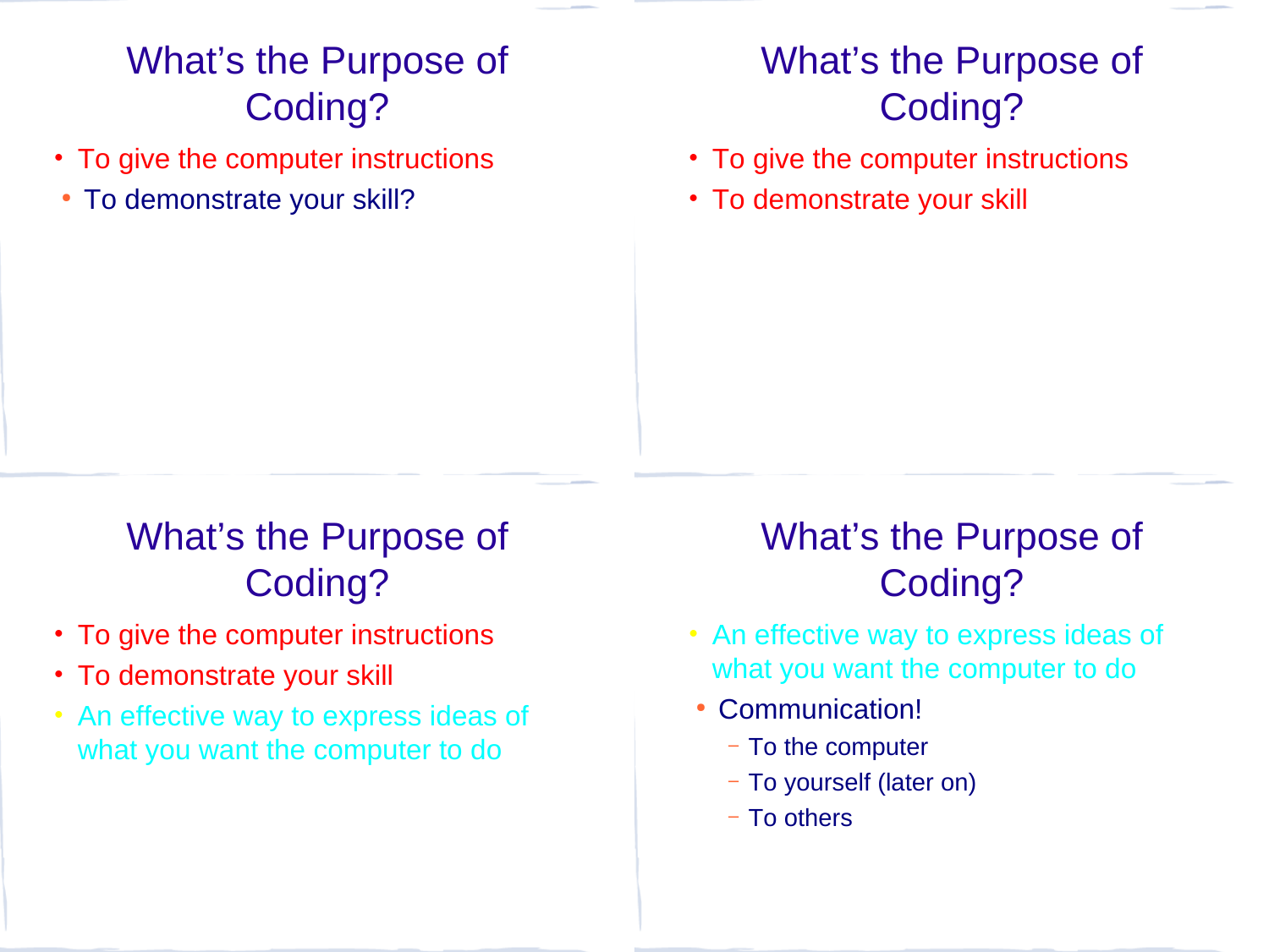## What's the Purpose of Coding?

- To give the computer instructions
- To demonstrate your skill?

## What's the Purpose of Coding?

- To give the computer instructions
- To demonstrate your skill

## What's the Purpose of Coding?

- To give the computer instructions
- To demonstrate your skill
- An effective way to express ideas of what you want the computer to do

## What's the Purpose of Coding?

- An effective way to express ideas of what you want the computer to do
- Communication!
  - To the computer
  - To yourself (later on)
  - To others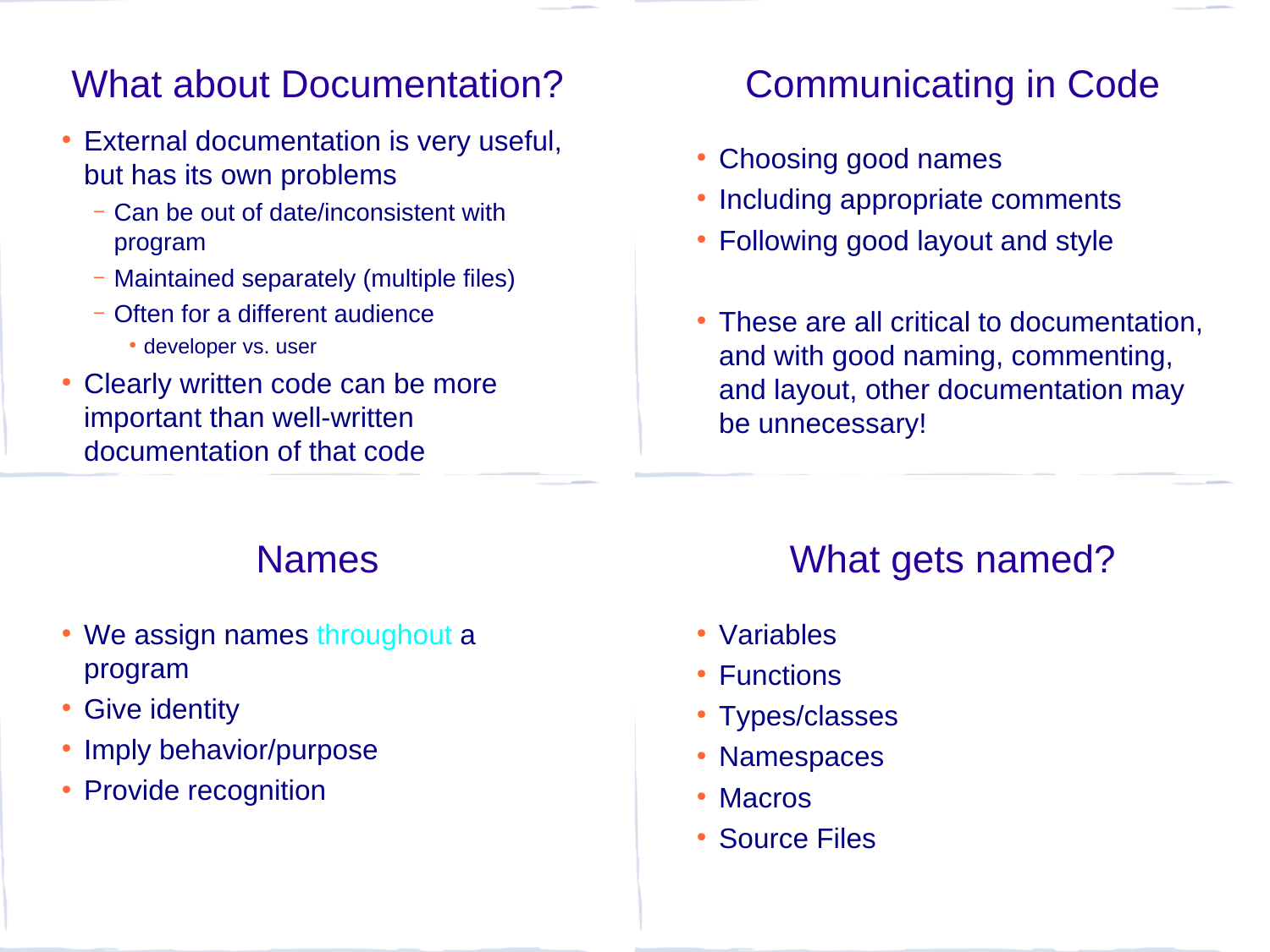## What about Documentation?

- External documentation is very useful, but has its own problems
  - Can be out of date/inconsistent with program
  - Maintained separately (multiple files)
  - Often for a different audience
    - developer vs. user
- Clearly written code can be more important than well-written documentation of that code

## Communicating in Code

- Choosing good names
- Including appropriate comments
- Following good layout and style
- These are all critical to documentation, and with good naming, commenting, and layout, other documentation may be unnecessary!

## Names

- We assign names throughout a program
- Give identity
- Imply behavior/purpose
- Provide recognition

## What gets named?

- Variables
- Functions
- Types/classes
- Namespaces
- Macros
- Source Files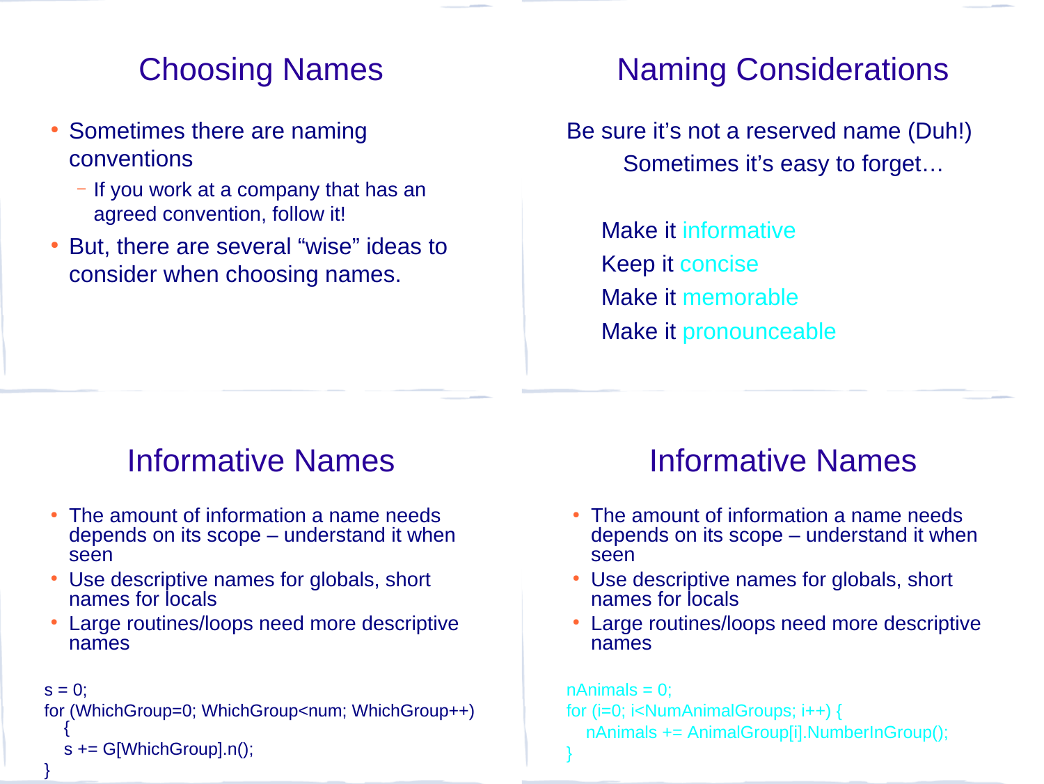## Choosing Names

- Sometimes there are naming conventions
  - If you work at a company that has an agreed convention, follow it!
- But, there are several “wise” ideas to consider when choosing names.

## Naming Considerations

Be sure it’s not a reserved name (Duh!)

Sometimes it’s easy to forget…

Make it informative

Keep it concise

Make it memorable

Make it pronounceable

## Informative Names

- The amount of information a name needs depends on its scope – understand it when seen
- Use descriptive names for globals, short names for locals
- Large routines/loops need more descriptive names

```
s = 0;
for (WhichGroup=0; WhichGroup<num; WhichGroup++)
   {
   s += G[WhichGroup].n();
}
```

## Informative Names

- The amount of information a name needs depends on its scope – understand it when seen
- Use descriptive names for globals, short names for locals
- Large routines/loops need more descriptive names

```
nAnimals = 0;
for (i=0; i<NumAnimalGroups; i++) {
   nAnimals += AnimalGroup[i].NumberInGroup();
}
```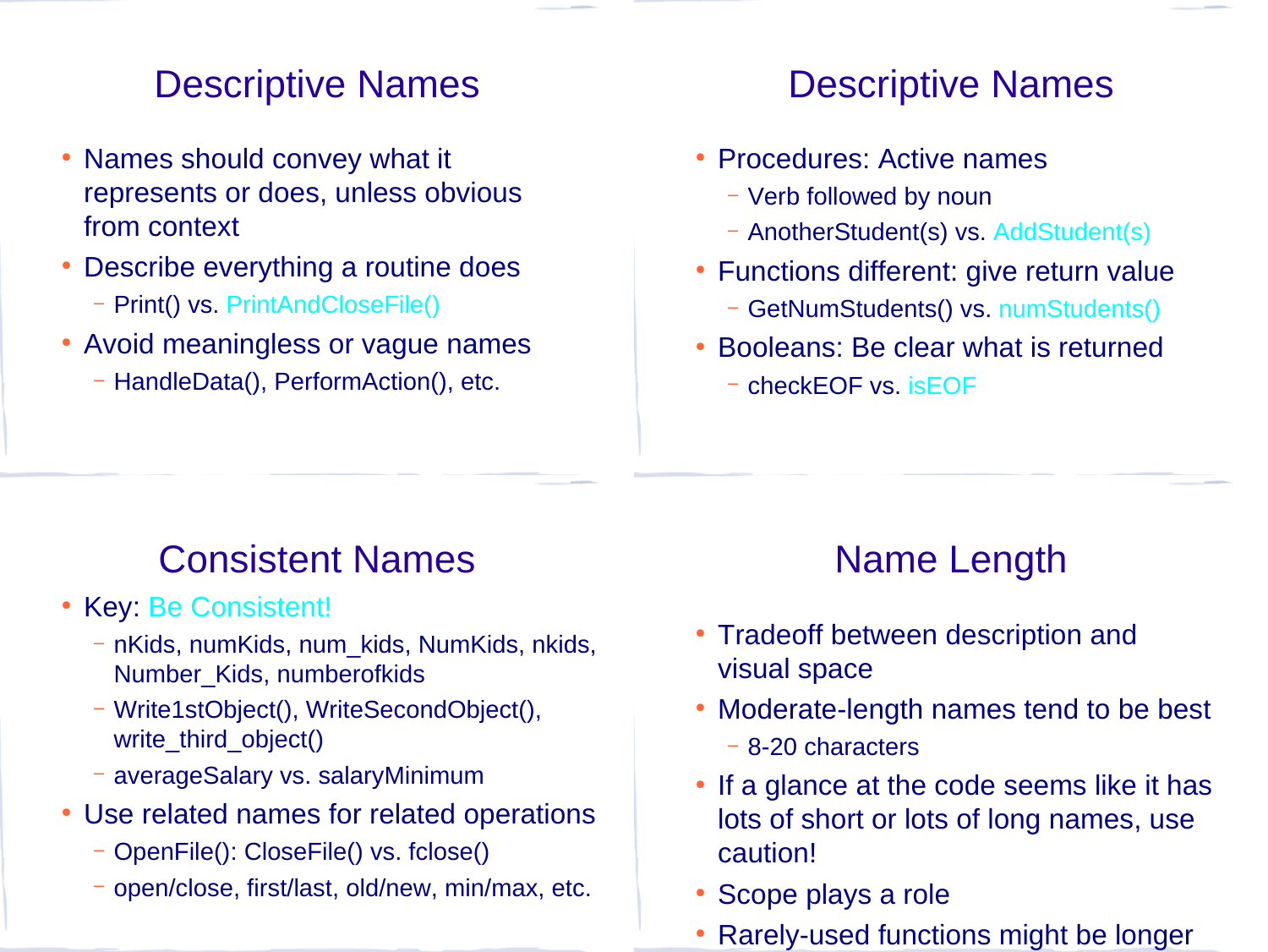## Descriptive Names

- Names should convey what it represents or does, unless obvious from context
- Describe everything a routine does
  - Print() vs. PrintAndCloseFile()
- Avoid meaningless or vague names
  - HandleData(), PerformAction(), etc.

## Descriptive Names

- Procedures: Active names
  - Verb followed by noun
  - AnotherStudent(s) vs. AddStudent(s)
- Functions different: give return value
  - GetNumStudents() vs. numStudents()
- Booleans: Be clear what is returned
  - checkEOF vs. isEOF

## Consistent Names

- Key: Be Consistent!
  - nKids, numKids, num_kids, NumKids, nkids, Number_Kids, numberofkids
  - Write1stObject(), WriteSecondObject(), write_third_object()
  - averageSalary vs. salaryMinimum
- Use related names for related operations
  - OpenFile(): CloseFile() vs. fclose()
  - open/close, first/last, old/new, min/max, etc.

## Name Length

- Tradeoff between description and visual space
- Moderate-length names tend to be best
  - 8-20 characters
- If a glance at the code seems like it has lots of short or lots of long names, use caution!
- Scope plays a role
- Rarely-used functions might be longer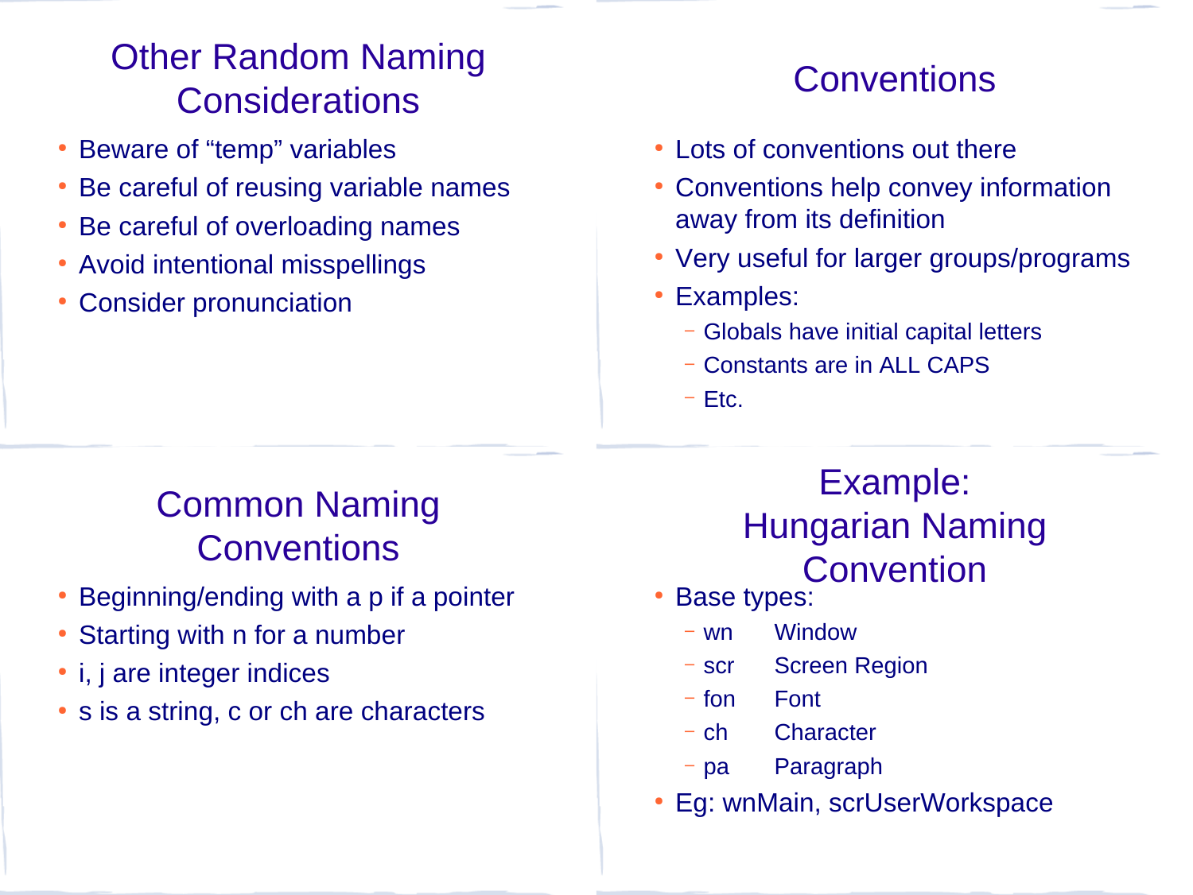## Other Random Naming Considerations

- Beware of “temp” variables
- Be careful of reusing variable names
- Be careful of overloading names
- Avoid intentional misspellings
- Consider pronunciation

## Conventions

- Lots of conventions out there
- Conventions help convey information away from its definition
- Very useful for larger groups/programs
- Examples:
  - Globals have initial capital letters
  - Constants are in ALL CAPS
  - Etc.

## Common Naming Conventions

- Beginning/ending with a p if a pointer
- Starting with n for a number
- i, j are integer indices
- s is a string, c or ch are characters

## Example: Hungarian Naming Convention

- Base types:
  - wn Window
  - scr Screen Region
  - fon Font
  - ch Character
  - pa Paragraph
- Eg: wnMain, scrUserWorkspace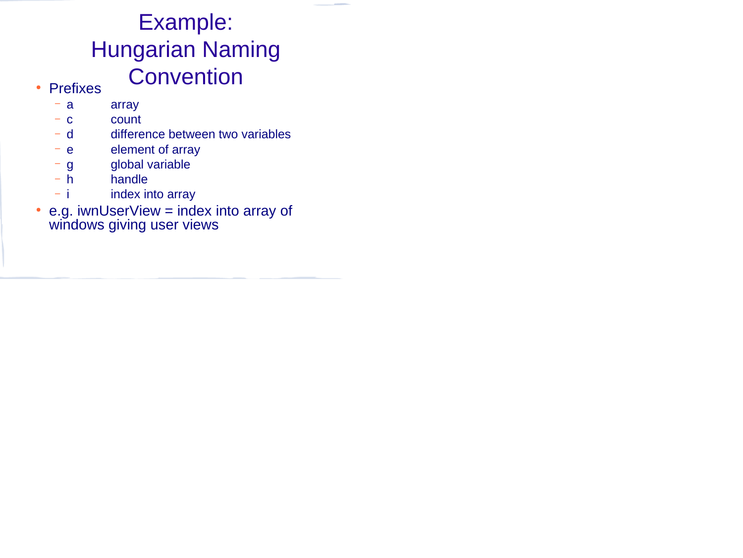# Example: Hungarian Naming Convention

- Prefixes
  - a	array
  - c	count
  - d	difference between two variables
  - e	element of array
  - g	global variable
  - h	handle
  - i	index into array
- e.g. iwnUserView = index into array of windows giving user views